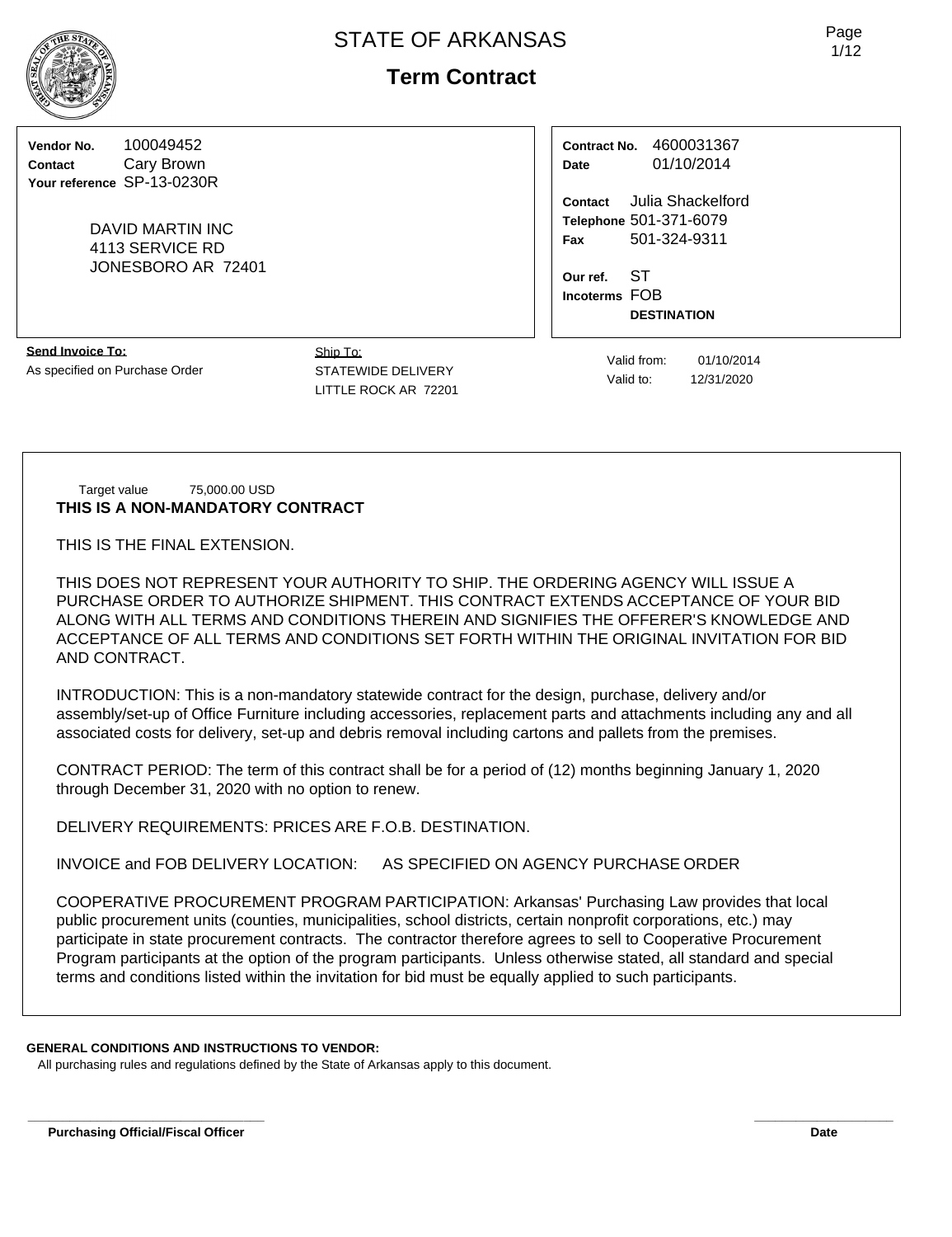# STATE OF ARKANSAS

## Term Contract

**Vendor No.** 100049452
**Contact** Cary Brown
**Your reference** SP-13-0230R

DAVID MARTIN INC
4113 SERVICE RD
JONESBORO AR 72401

**Contract No.** 4600031367
**Date** 01/10/2014

**Contact** Julia Shackelford
**Telephone** 501-371-6079
**Fax** 501-324-9311

**Our ref.** ST
**Incoterms** FOB **DESTINATION**

**Send Invoice To:**
As specified on Purchase Order

Ship To:
STATEWIDE DELIVERY
LITTLE ROCK AR 72201

Valid from: 01/10/2014
Valid to: 12/31/2020

Target value 75,000.00 USD

**THIS IS A NON-MANDATORY CONTRACT**

THIS IS THE FINAL EXTENSION.

THIS DOES NOT REPRESENT YOUR AUTHORITY TO SHIP. THE ORDERING AGENCY WILL ISSUE A PURCHASE ORDER TO AUTHORIZE SHIPMENT. THIS CONTRACT EXTENDS ACCEPTANCE OF YOUR BID ALONG WITH ALL TERMS AND CONDITIONS THEREIN AND SIGNIFIES THE OFFERER'S KNOWLEDGE AND ACCEPTANCE OF ALL TERMS AND CONDITIONS SET FORTH WITHIN THE ORIGINAL INVITATION FOR BID AND CONTRACT.

INTRODUCTION: This is a non-mandatory statewide contract for the design, purchase, delivery and/or assembly/set-up of Office Furniture including accessories, replacement parts and attachments including any and all associated costs for delivery, set-up and debris removal including cartons and pallets from the premises.

CONTRACT PERIOD: The term of this contract shall be for a period of (12) months beginning January 1, 2020 through December 31, 2020 with no option to renew.

DELIVERY REQUIREMENTS: PRICES ARE F.O.B. DESTINATION.

INVOICE and FOB DELIVERY LOCATION: AS SPECIFIED ON AGENCY PURCHASE ORDER

COOPERATIVE PROCUREMENT PROGRAM PARTICIPATION: Arkansas' Purchasing Law provides that local public procurement units (counties, municipalities, school districts, certain nonprofit corporations, etc.) may participate in state procurement contracts. The contractor therefore agrees to sell to Cooperative Procurement Program participants at the option of the program participants. Unless otherwise stated, all standard and special terms and conditions listed within the invitation for bid must be equally applied to such participants.

**GENERAL CONDITIONS AND INSTRUCTIONS TO VENDOR:**
All purchasing rules and regulations defined by the State of Arkansas apply to this document.

**Purchasing Official/Fiscal Officer** **Date**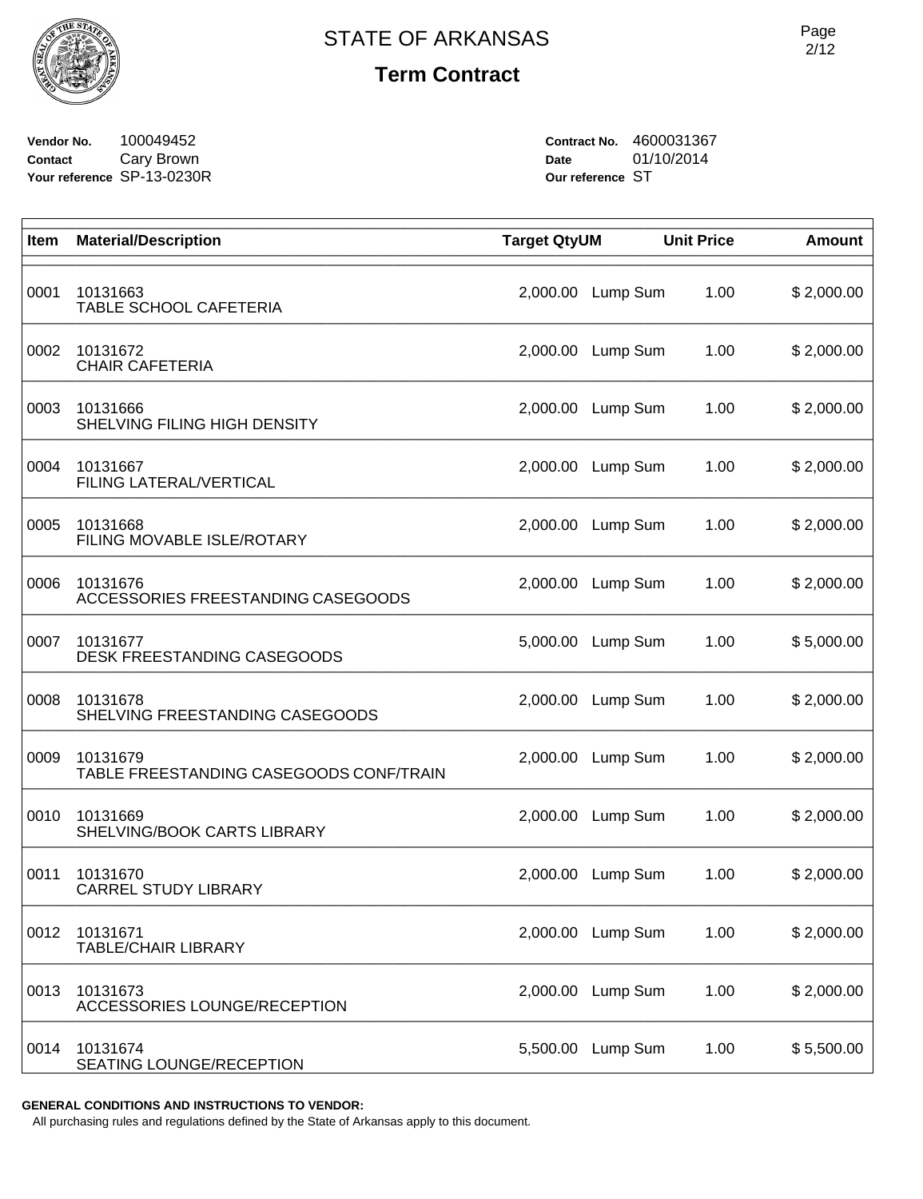# STATE OF ARKANSAS

## Term Contract

**Vendor No.** 100049452
**Contact** Cary Brown
**Your reference** SP-13-0230R

**Contract No.** 4600031367
**Date** 01/10/2014
**Our reference** ST

| Item | Material/Description | Target Qty | UM | Unit Price | Amount |
|---|---|---|---|---|---|
| 0001 | 10131663<br>TABLE SCHOOL CAFETERIA | 2,000.00 | Lump Sum | 1.00 | $ 2,000.00 |
| 0002 | 10131672<br>CHAIR CAFETERIA | 2,000.00 | Lump Sum | 1.00 | $ 2,000.00 |
| 0003 | 10131666<br>SHELVING FILING HIGH DENSITY | 2,000.00 | Lump Sum | 1.00 | $ 2,000.00 |
| 0004 | 10131667<br>FILING LATERAL/VERTICAL | 2,000.00 | Lump Sum | 1.00 | $ 2,000.00 |
| 0005 | 10131668<br>FILING MOVABLE ISLE/ROTARY | 2,000.00 | Lump Sum | 1.00 | $ 2,000.00 |
| 0006 | 10131676<br>ACCESSORIES FREESTANDING CASEGOODS | 2,000.00 | Lump Sum | 1.00 | $ 2,000.00 |
| 0007 | 10131677<br>DESK FREESTANDING CASEGOODS | 5,000.00 | Lump Sum | 1.00 | $ 5,000.00 |
| 0008 | 10131678<br>SHELVING FREESTANDING CASEGOODS | 2,000.00 | Lump Sum | 1.00 | $ 2,000.00 |
| 0009 | 10131679<br>TABLE FREESTANDING CASEGOODS CONF/TRAIN | 2,000.00 | Lump Sum | 1.00 | $ 2,000.00 |
| 0010 | 10131669<br>SHELVING/BOOK CARTS LIBRARY | 2,000.00 | Lump Sum | 1.00 | $ 2,000.00 |
| 0011 | 10131670<br>CARREL STUDY LIBRARY | 2,000.00 | Lump Sum | 1.00 | $ 2,000.00 |
| 0012 | 10131671<br>TABLE/CHAIR LIBRARY | 2,000.00 | Lump Sum | 1.00 | $ 2,000.00 |
| 0013 | 10131673<br>ACCESSORIES LOUNGE/RECEPTION | 2,000.00 | Lump Sum | 1.00 | $ 2,000.00 |
| 0014 | 10131674<br>SEATING LOUNGE/RECEPTION | 5,500.00 | Lump Sum | 1.00 | $ 5,500.00 |

**GENERAL CONDITIONS AND INSTRUCTIONS TO VENDOR:**

All purchasing rules and regulations defined by the State of Arkansas apply to this document.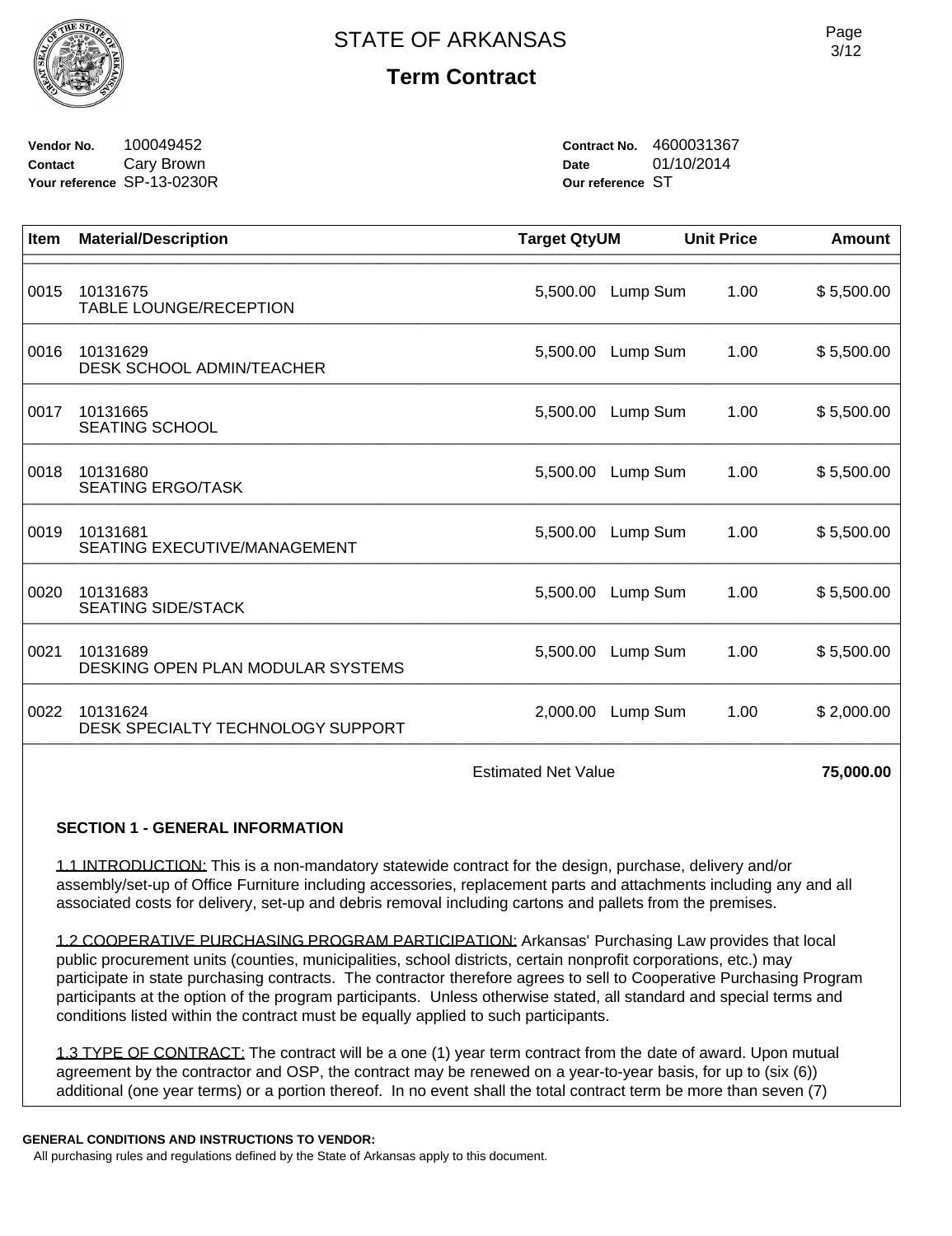# STATE OF ARKANSAS

## Term Contract

**Vendor No.** 100049452
**Contact** Cary Brown
**Your reference** SP-13-0230R

**Contract No.** 4600031367
**Date** 01/10/2014
**Our reference** ST

| Item | Material/Description | Target Qty | UM | Unit Price | Amount |
|---|---|---|---|---|---|
| 0015 | 10131675 TABLE LOUNGE/RECEPTION | 5,500.00 | Lump Sum | 1.00 | $ 5,500.00 |
| 0016 | 10131629 DESK SCHOOL ADMIN/TEACHER | 5,500.00 | Lump Sum | 1.00 | $ 5,500.00 |
| 0017 | 10131665 SEATING SCHOOL | 5,500.00 | Lump Sum | 1.00 | $ 5,500.00 |
| 0018 | 10131680 SEATING ERGO/TASK | 5,500.00 | Lump Sum | 1.00 | $ 5,500.00 |
| 0019 | 10131681 SEATING EXECUTIVE/MANAGEMENT | 5,500.00 | Lump Sum | 1.00 | $ 5,500.00 |
| 0020 | 10131683 SEATING SIDE/STACK | 5,500.00 | Lump Sum | 1.00 | $ 5,500.00 |
| 0021 | 10131689 DESKING OPEN PLAN MODULAR SYSTEMS | 5,500.00 | Lump Sum | 1.00 | $ 5,500.00 |
| 0022 | 10131624 DESK SPECIALTY TECHNOLOGY SUPPORT | 2,000.00 | Lump Sum | 1.00 | $ 2,000.00 |
| | | Estimated Net Value | | | **75,000.00** |

**SECTION 1 - GENERAL INFORMATION**

1.1 INTRODUCTION: This is a non-mandatory statewide contract for the design, purchase, delivery and/or assembly/set-up of Office Furniture including accessories, replacement parts and attachments including any and all associated costs for delivery, set-up and debris removal including cartons and pallets from the premises.

1.2 COOPERATIVE PURCHASING PROGRAM PARTICIPATION: Arkansas' Purchasing Law provides that local public procurement units (counties, municipalities, school districts, certain nonprofit corporations, etc.) may participate in state purchasing contracts. The contractor therefore agrees to sell to Cooperative Purchasing Program participants at the option of the program participants. Unless otherwise stated, all standard and special terms and conditions listed within the contract must be equally applied to such participants.

1.3 TYPE OF CONTRACT: The contract will be a one (1) year term contract from the date of award. Upon mutual agreement by the contractor and OSP, the contract may be renewed on a year-to-year basis, for up to (six (6)) additional (one year terms) or a portion thereof. In no event shall the total contract term be more than seven (7)

**GENERAL CONDITIONS AND INSTRUCTIONS TO VENDOR:**
All purchasing rules and regulations defined by the State of Arkansas apply to this document.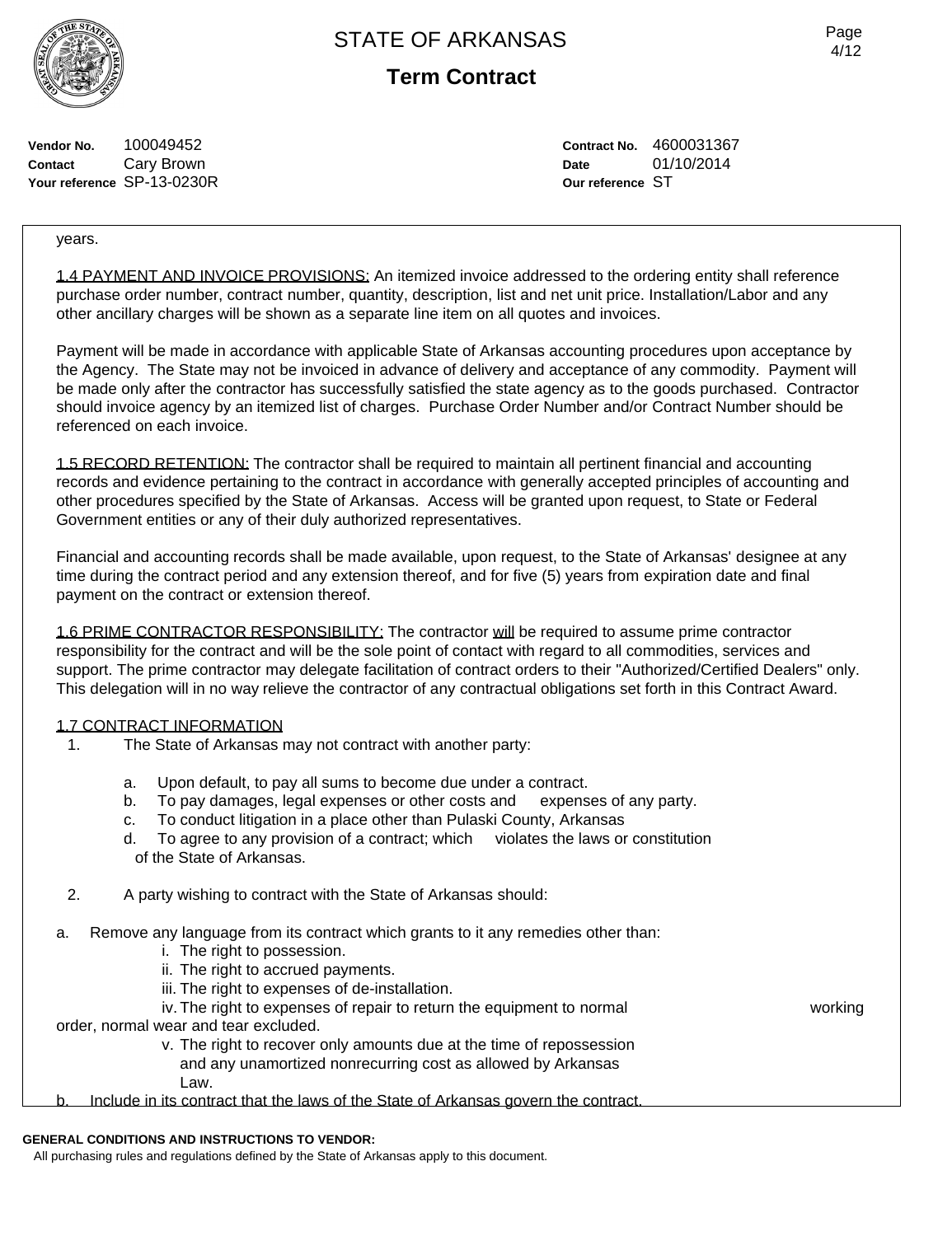**Vendor No.** 100049452
**Contact** Cary Brown
**Your reference** SP-13-0230R

**Contract No.** 4600031367
**Date** 01/10/2014
**Our reference** ST

years.

1.4 PAYMENT AND INVOICE PROVISIONS: An itemized invoice addressed to the ordering entity shall reference purchase order number, contract number, quantity, description, list and net unit price. Installation/Labor and any other ancillary charges will be shown as a separate line item on all quotes and invoices.

Payment will be made in accordance with applicable State of Arkansas accounting procedures upon acceptance by the Agency. The State may not be invoiced in advance of delivery and acceptance of any commodity. Payment will be made only after the contractor has successfully satisfied the state agency as to the goods purchased. Contractor should invoice agency by an itemized list of charges. Purchase Order Number and/or Contract Number should be referenced on each invoice.

1.5 RECORD RETENTION: The contractor shall be required to maintain all pertinent financial and accounting records and evidence pertaining to the contract in accordance with generally accepted principles of accounting and other procedures specified by the State of Arkansas. Access will be granted upon request, to State or Federal Government entities or any of their duly authorized representatives.

Financial and accounting records shall be made available, upon request, to the State of Arkansas' designee at any time during the contract period and any extension thereof, and for five (5) years from expiration date and final payment on the contract or extension thereof.

1.6 PRIME CONTRACTOR RESPONSIBILITY: The contractor will be required to assume prime contractor responsibility for the contract and will be the sole point of contact with regard to all commodities, services and support. The prime contractor may delegate facilitation of contract orders to their "Authorized/Certified Dealers" only. This delegation will in no way relieve the contractor of any contractual obligations set forth in this Contract Award.

1.7 CONTRACT INFORMATION

1. The State of Arkansas may not contract with another party:

   a. Upon default, to pay all sums to become due under a contract.
   b. To pay damages, legal expenses or other costs and expenses of any party.
   c. To conduct litigation in a place other than Pulaski County, Arkansas
   d. To agree to any provision of a contract; which violates the laws or constitution of the State of Arkansas.

2. A party wishing to contract with the State of Arkansas should:

   a. Remove any language from its contract which grants to it any remedies other than:
      i. The right to possession.
      ii. The right to accrued payments.
      iii. The right to expenses of de-installation.
      iv. The right to expenses of repair to return the equipment to normal working order, normal wear and tear excluded.
      v. The right to recover only amounts due at the time of repossession and any unamortized nonrecurring cost as allowed by Arkansas Law.
   b. Include in its contract that the laws of the State of Arkansas govern the contract.

**GENERAL CONDITIONS AND INSTRUCTIONS TO VENDOR:**
All purchasing rules and regulations defined by the State of Arkansas apply to this document.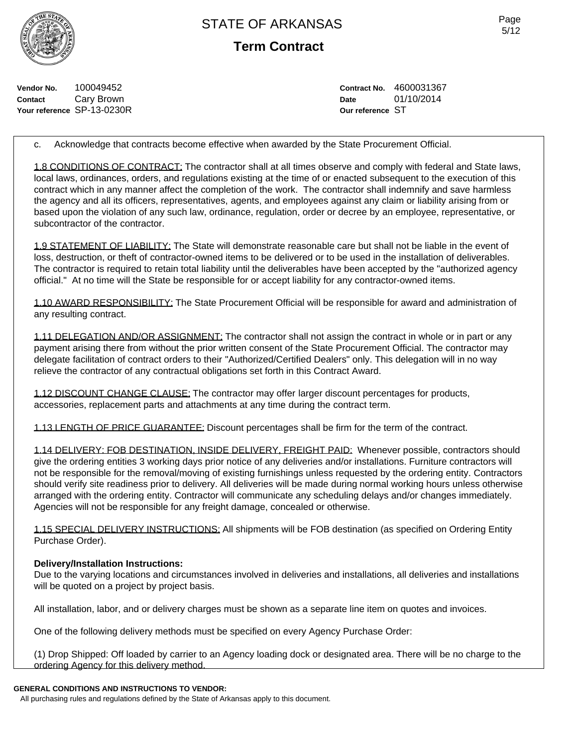# STATE OF ARKANSAS

## Term Contract

**Vendor No.** 100049452
**Contact** Cary Brown
**Your reference** SP-13-0230R

**Contract No.** 4600031367
**Date** 01/10/2014
**Our reference** ST

c. Acknowledge that contracts become effective when awarded by the State Procurement Official.

1.8 CONDITIONS OF CONTRACT: The contractor shall at all times observe and comply with federal and State laws, local laws, ordinances, orders, and regulations existing at the time of or enacted subsequent to the execution of this contract which in any manner affect the completion of the work. The contractor shall indemnify and save harmless the agency and all its officers, representatives, agents, and employees against any claim or liability arising from or based upon the violation of any such law, ordinance, regulation, order or decree by an employee, representative, or subcontractor of the contractor.

1.9 STATEMENT OF LIABILITY: The State will demonstrate reasonable care but shall not be liable in the event of loss, destruction, or theft of contractor-owned items to be delivered or to be used in the installation of deliverables. The contractor is required to retain total liability until the deliverables have been accepted by the "authorized agency official." At no time will the State be responsible for or accept liability for any contractor-owned items.

1.10 AWARD RESPONSIBILITY: The State Procurement Official will be responsible for award and administration of any resulting contract.

1.11 DELEGATION AND/OR ASSIGNMENT: The contractor shall not assign the contract in whole or in part or any payment arising there from without the prior written consent of the State Procurement Official. The contractor may delegate facilitation of contract orders to their "Authorized/Certified Dealers" only. This delegation will in no way relieve the contractor of any contractual obligations set forth in this Contract Award.

1.12 DISCOUNT CHANGE CLAUSE: The contractor may offer larger discount percentages for products, accessories, replacement parts and attachments at any time during the contract term.

1.13 LENGTH OF PRICE GUARANTEE: Discount percentages shall be firm for the term of the contract.

1.14 DELIVERY: FOB DESTINATION, INSIDE DELIVERY, FREIGHT PAID: Whenever possible, contractors should give the ordering entities 3 working days prior notice of any deliveries and/or installations. Furniture contractors will not be responsible for the removal/moving of existing furnishings unless requested by the ordering entity. Contractors should verify site readiness prior to delivery. All deliveries will be made during normal working hours unless otherwise arranged with the ordering entity. Contractor will communicate any scheduling delays and/or changes immediately. Agencies will not be responsible for any freight damage, concealed or otherwise.

1.15 SPECIAL DELIVERY INSTRUCTIONS: All shipments will be FOB destination (as specified on Ordering Entity Purchase Order).

**Delivery/Installation Instructions:**
Due to the varying locations and circumstances involved in deliveries and installations, all deliveries and installations will be quoted on a project by project basis.

All installation, labor, and or delivery charges must be shown as a separate line item on quotes and invoices.

One of the following delivery methods must be specified on every Agency Purchase Order:

(1) Drop Shipped: Off loaded by carrier to an Agency loading dock or designated area. There will be no charge to the ordering Agency for this delivery method.

**GENERAL CONDITIONS AND INSTRUCTIONS TO VENDOR:**
All purchasing rules and regulations defined by the State of Arkansas apply to this document.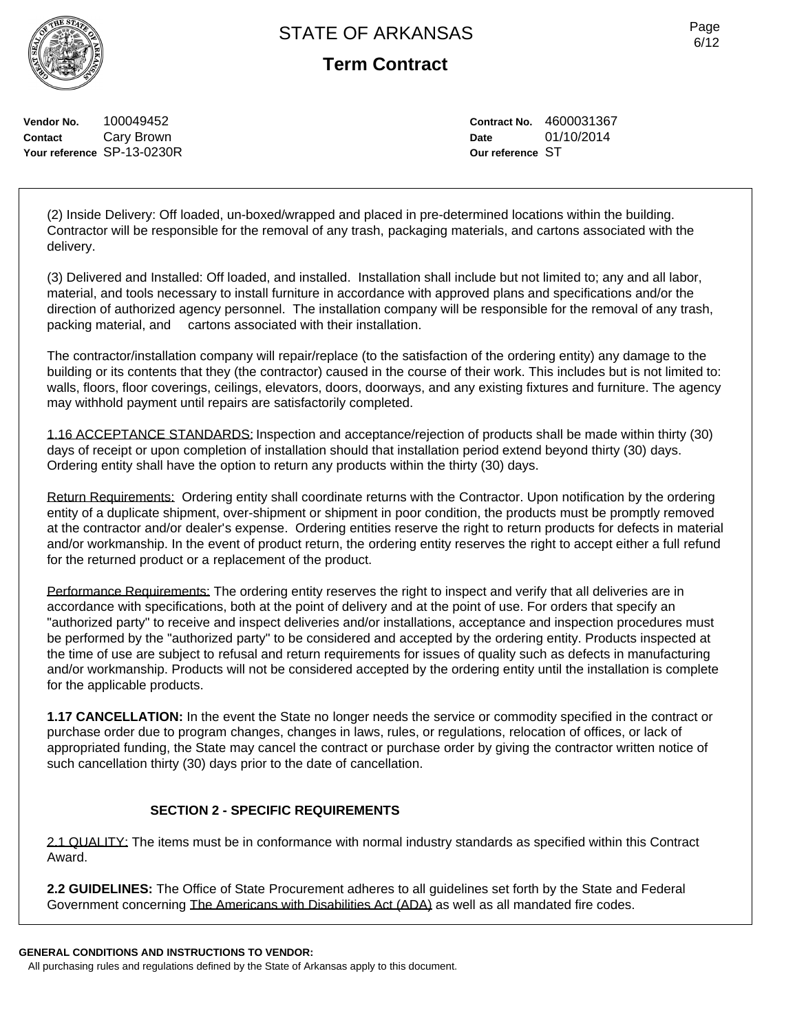**Vendor No.** 100049452
**Contact** Cary Brown
**Your reference** SP-13-0230R

**Contract No.** 4600031367
**Date** 01/10/2014
**Our reference** ST

(2) Inside Delivery: Off loaded, un-boxed/wrapped and placed in pre-determined locations within the building. Contractor will be responsible for the removal of any trash, packaging materials, and cartons associated with the delivery.

(3) Delivered and Installed: Off loaded, and installed. Installation shall include but not limited to; any and all labor, material, and tools necessary to install furniture in accordance with approved plans and specifications and/or the direction of authorized agency personnel. The installation company will be responsible for the removal of any trash, packing material, and cartons associated with their installation.

The contractor/installation company will repair/replace (to the satisfaction of the ordering entity) any damage to the building or its contents that they (the contractor) caused in the course of their work. This includes but is not limited to: walls, floors, floor coverings, ceilings, elevators, doors, doorways, and any existing fixtures and furniture. The agency may withhold payment until repairs are satisfactorily completed.

1.16 ACCEPTANCE STANDARDS: Inspection and acceptance/rejection of products shall be made within thirty (30) days of receipt or upon completion of installation should that installation period extend beyond thirty (30) days. Ordering entity shall have the option to return any products within the thirty (30) days.

Return Requirements: Ordering entity shall coordinate returns with the Contractor. Upon notification by the ordering entity of a duplicate shipment, over-shipment or shipment in poor condition, the products must be promptly removed at the contractor and/or dealer's expense. Ordering entities reserve the right to return products for defects in material and/or workmanship. In the event of product return, the ordering entity reserves the right to accept either a full refund for the returned product or a replacement of the product.

Performance Requirements: The ordering entity reserves the right to inspect and verify that all deliveries are in accordance with specifications, both at the point of delivery and at the point of use. For orders that specify an "authorized party" to receive and inspect deliveries and/or installations, acceptance and inspection procedures must be performed by the "authorized party" to be considered and accepted by the ordering entity. Products inspected at the time of use are subject to refusal and return requirements for issues of quality such as defects in manufacturing and/or workmanship. Products will not be considered accepted by the ordering entity until the installation is complete for the applicable products.

**1.17 CANCELLATION:** In the event the State no longer needs the service or commodity specified in the contract or purchase order due to program changes, changes in laws, rules, or regulations, relocation of offices, or lack of appropriated funding, the State may cancel the contract or purchase order by giving the contractor written notice of such cancellation thirty (30) days prior to the date of cancellation.

## SECTION 2 - SPECIFIC REQUIREMENTS

2.1 QUALITY: The items must be in conformance with normal industry standards as specified within this Contract Award.

**2.2 GUIDELINES:** The Office of State Procurement adheres to all guidelines set forth by the State and Federal Government concerning The Americans with Disabilities Act (ADA) as well as all mandated fire codes.

**GENERAL CONDITIONS AND INSTRUCTIONS TO VENDOR:**
All purchasing rules and regulations defined by the State of Arkansas apply to this document.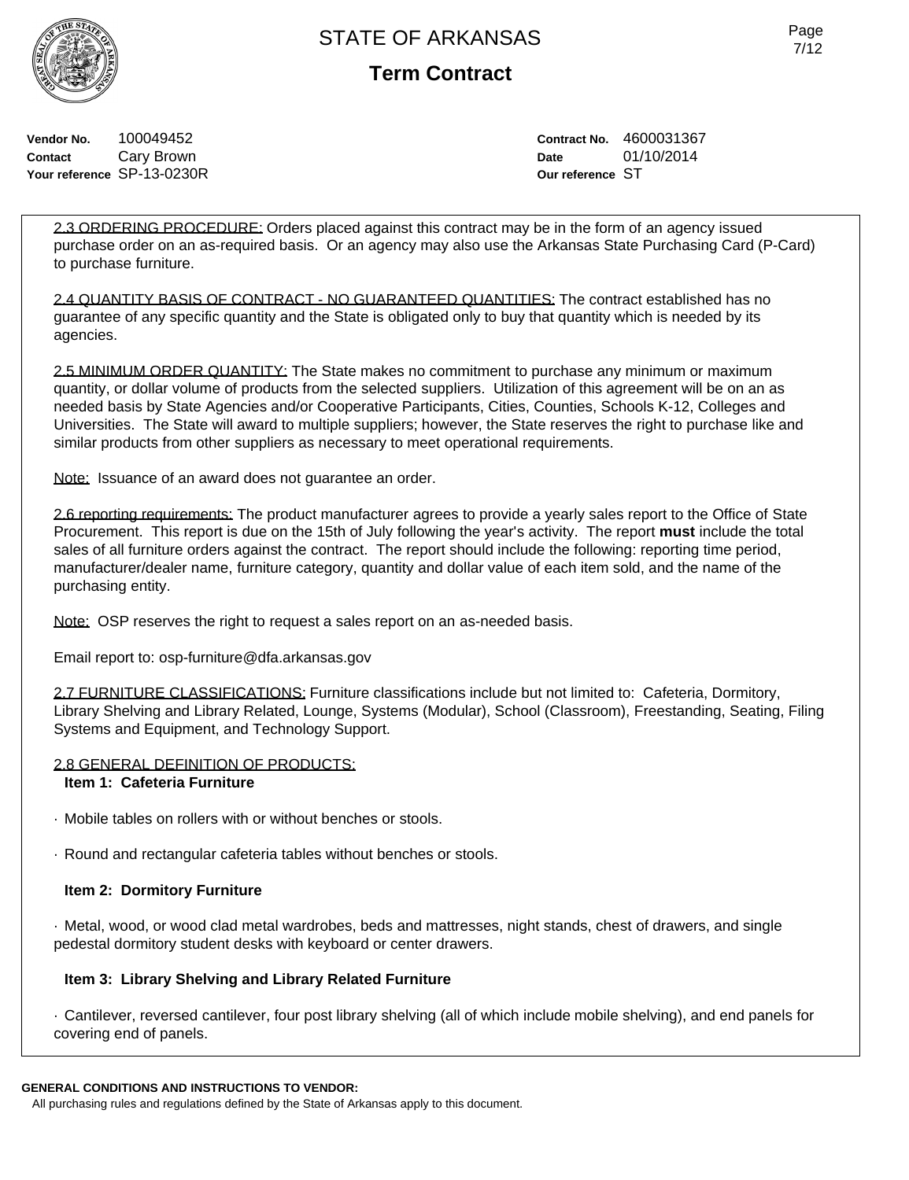STATE OF ARKANSAS

**Term Contract**

**Vendor No.** 100049452
**Contact** Cary Brown
**Your reference** SP-13-0230R

**Contract No.** 4600031367
**Date** 01/10/2014
**Our reference** ST

2.3 ORDERING PROCEDURE: Orders placed against this contract may be in the form of an agency issued purchase order on an as-required basis. Or an agency may also use the Arkansas State Purchasing Card (P-Card) to purchase furniture.

2.4 QUANTITY BASIS OF CONTRACT - NO GUARANTEED QUANTITIES: The contract established has no guarantee of any specific quantity and the State is obligated only to buy that quantity which is needed by its agencies.

2.5 MINIMUM ORDER QUANTITY: The State makes no commitment to purchase any minimum or maximum quantity, or dollar volume of products from the selected suppliers. Utilization of this agreement will be on an as needed basis by State Agencies and/or Cooperative Participants, Cities, Counties, Schools K-12, Colleges and Universities. The State will award to multiple suppliers; however, the State reserves the right to purchase like and similar products from other suppliers as necessary to meet operational requirements.

Note: Issuance of an award does not guarantee an order.

2.6 reporting requirements: The product manufacturer agrees to provide a yearly sales report to the Office of State Procurement. This report is due on the 15th of July following the year's activity. The report **must** include the total sales of all furniture orders against the contract. The report should include the following: reporting time period, manufacturer/dealer name, furniture category, quantity and dollar value of each item sold, and the name of the purchasing entity.

Note: OSP reserves the right to request a sales report on an as-needed basis.

Email report to: osp-furniture@dfa.arkansas.gov

2.7 FURNITURE CLASSIFICATIONS: Furniture classifications include but not limited to: Cafeteria, Dormitory, Library Shelving and Library Related, Lounge, Systems (Modular), School (Classroom), Freestanding, Seating, Filing Systems and Equipment, and Technology Support.

2.8 GENERAL DEFINITION OF PRODUCTS:

**Item 1: Cafeteria Furniture**

· Mobile tables on rollers with or without benches or stools.

· Round and rectangular cafeteria tables without benches or stools.

**Item 2: Dormitory Furniture**

· Metal, wood, or wood clad metal wardrobes, beds and mattresses, night stands, chest of drawers, and single pedestal dormitory student desks with keyboard or center drawers.

**Item 3: Library Shelving and Library Related Furniture**

· Cantilever, reversed cantilever, four post library shelving (all of which include mobile shelving), and end panels for covering end of panels.

**GENERAL CONDITIONS AND INSTRUCTIONS TO VENDOR:**
All purchasing rules and regulations defined by the State of Arkansas apply to this document.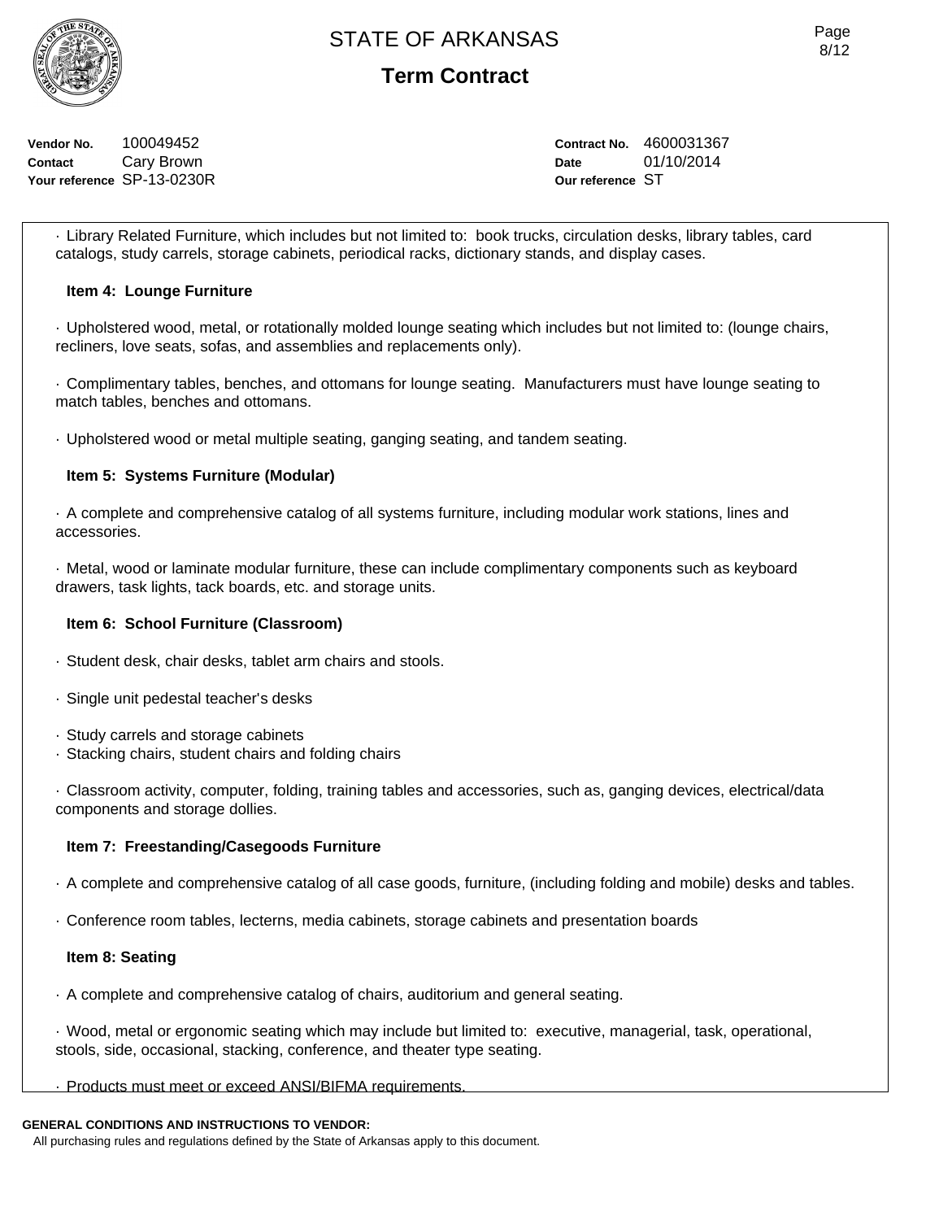**Vendor No.** 100049452
**Contact** Cary Brown
**Your reference** SP-13-0230R

**Contract No.** 4600031367
**Date** 01/10/2014
**Our reference** ST

· Library Related Furniture, which includes but not limited to: book trucks, circulation desks, library tables, card catalogs, study carrels, storage cabinets, periodical racks, dictionary stands, and display cases.

**Item 4: Lounge Furniture**

· Upholstered wood, metal, or rotationally molded lounge seating which includes but not limited to: (lounge chairs, recliners, love seats, sofas, and assemblies and replacements only).

· Complimentary tables, benches, and ottomans for lounge seating. Manufacturers must have lounge seating to match tables, benches and ottomans.

· Upholstered wood or metal multiple seating, ganging seating, and tandem seating.

**Item 5: Systems Furniture (Modular)**

· A complete and comprehensive catalog of all systems furniture, including modular work stations, lines and accessories.

· Metal, wood or laminate modular furniture, these can include complimentary components such as keyboard drawers, task lights, tack boards, etc. and storage units.

**Item 6: School Furniture (Classroom)**

· Student desk, chair desks, tablet arm chairs and stools.

· Single unit pedestal teacher's desks

· Study carrels and storage cabinets
· Stacking chairs, student chairs and folding chairs

· Classroom activity, computer, folding, training tables and accessories, such as, ganging devices, electrical/data components and storage dollies.

**Item 7: Freestanding/Casegoods Furniture**

· A complete and comprehensive catalog of all case goods, furniture, (including folding and mobile) desks and tables.

· Conference room tables, lecterns, media cabinets, storage cabinets and presentation boards

**Item 8: Seating**

· A complete and comprehensive catalog of chairs, auditorium and general seating.

· Wood, metal or ergonomic seating which may include but limited to: executive, managerial, task, operational, stools, side, occasional, stacking, conference, and theater type seating.

· Products must meet or exceed ANSI/BIFMA requirements.

**GENERAL CONDITIONS AND INSTRUCTIONS TO VENDOR:**
All purchasing rules and regulations defined by the State of Arkansas apply to this document.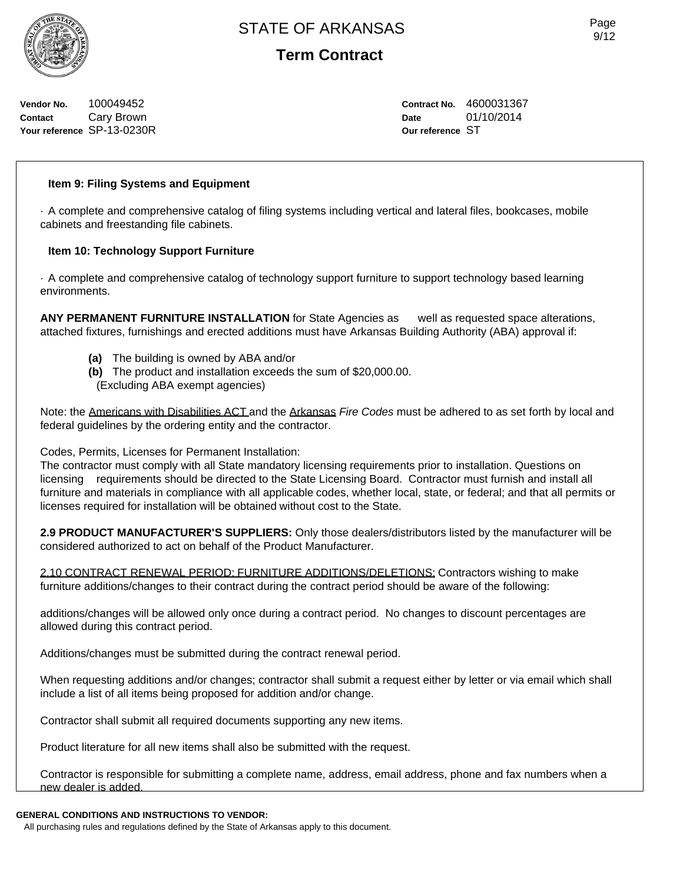STATE OF ARKANSAS

**Term Contract**

**Vendor No.** 100049452
**Contact** Cary Brown
**Your reference** SP-13-0230R

**Contract No.** 4600031367
**Date** 01/10/2014
**Our reference** ST

**Item 9: Filing Systems and Equipment**

· A complete and comprehensive catalog of filing systems including vertical and lateral files, bookcases, mobile cabinets and freestanding file cabinets.

**Item 10: Technology Support Furniture**

· A complete and comprehensive catalog of technology support furniture to support technology based learning environments.

**ANY PERMANENT FURNITURE INSTALLATION** for State Agencies as well as requested space alterations, attached fixtures, furnishings and erected additions must have Arkansas Building Authority (ABA) approval if:

**(a)** The building is owned by ABA and/or
**(b)** The product and installation exceeds the sum of $20,000.00.
(Excluding ABA exempt agencies)

Note: the Americans with Disabilities ACT and the Arkansas *Fire Codes* must be adhered to as set forth by local and federal guidelines by the ordering entity and the contractor.

Codes, Permits, Licenses for Permanent Installation:
The contractor must comply with all State mandatory licensing requirements prior to installation. Questions on licensing requirements should be directed to the State Licensing Board. Contractor must furnish and install all furniture and materials in compliance with all applicable codes, whether local, state, or federal; and that all permits or licenses required for installation will be obtained without cost to the State.

**2.9 PRODUCT MANUFACTURER'S SUPPLIERS:** Only those dealers/distributors listed by the manufacturer will be considered authorized to act on behalf of the Product Manufacturer.

2.10 CONTRACT RENEWAL PERIOD; FURNITURE ADDITIONS/DELETIONS: Contractors wishing to make furniture additions/changes to their contract during the contract period should be aware of the following:

additions/changes will be allowed only once during a contract period. No changes to discount percentages are allowed during this contract period.

Additions/changes must be submitted during the contract renewal period.

When requesting additions and/or changes; contractor shall submit a request either by letter or via email which shall include a list of all items being proposed for addition and/or change.

Contractor shall submit all required documents supporting any new items.

Product literature for all new items shall also be submitted with the request.

Contractor is responsible for submitting a complete name, address, email address, phone and fax numbers when a new dealer is added.

**GENERAL CONDITIONS AND INSTRUCTIONS TO VENDOR:**
All purchasing rules and regulations defined by the State of Arkansas apply to this document.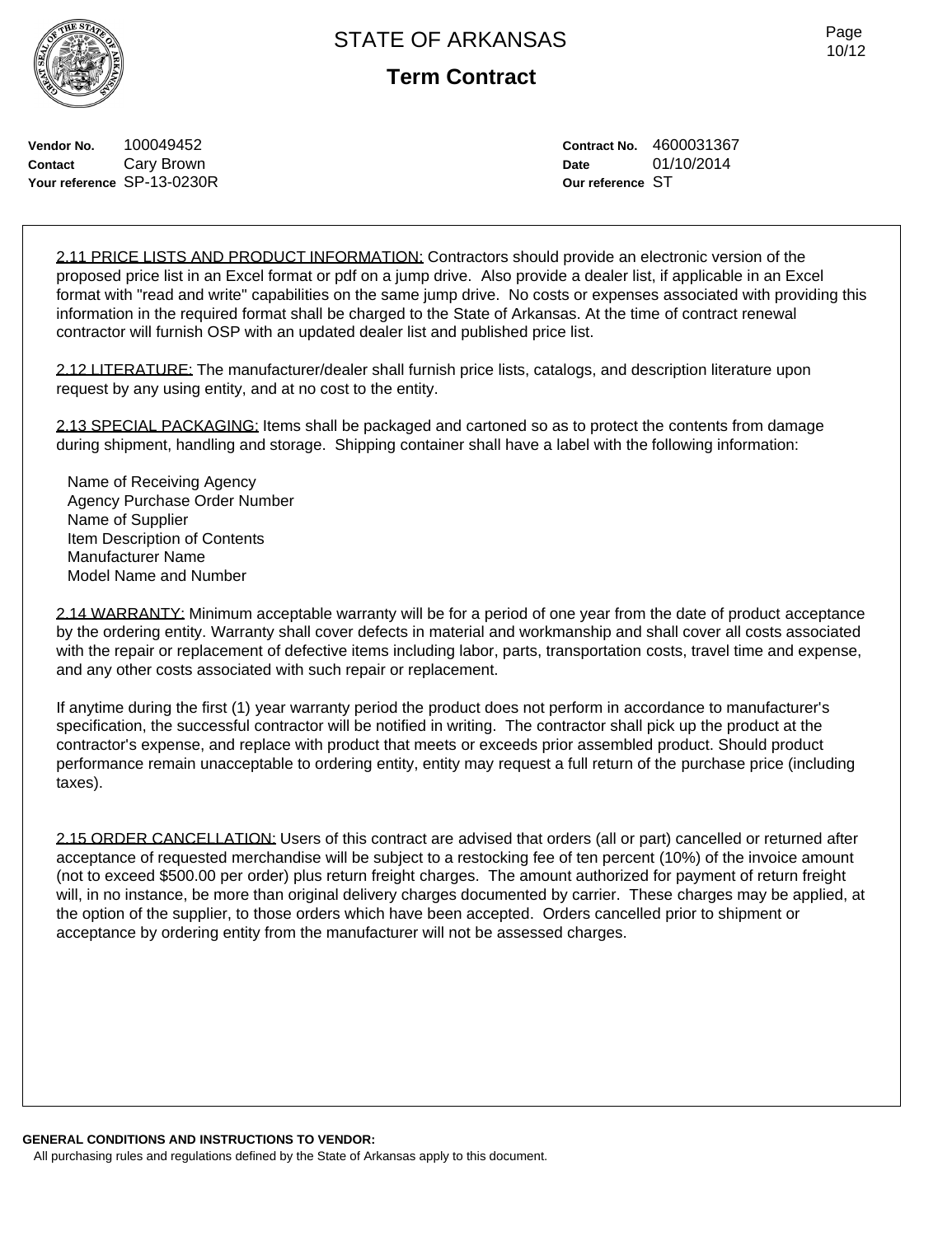# STATE OF ARKANSAS

## Term Contract

**Vendor No.** 100049452
**Contact** Cary Brown
**Your reference** SP-13-0230R

**Contract No.** 4600031367
**Date** 01/10/2014
**Our reference** ST

2.11 PRICE LISTS AND PRODUCT INFORMATION: Contractors should provide an electronic version of the proposed price list in an Excel format or pdf on a jump drive. Also provide a dealer list, if applicable in an Excel format with "read and write" capabilities on the same jump drive. No costs or expenses associated with providing this information in the required format shall be charged to the State of Arkansas. At the time of contract renewal contractor will furnish OSP with an updated dealer list and published price list.

2.12 LITERATURE: The manufacturer/dealer shall furnish price lists, catalogs, and description literature upon request by any using entity, and at no cost to the entity.

2.13 SPECIAL PACKAGING: Items shall be packaged and cartoned so as to protect the contents from damage during shipment, handling and storage. Shipping container shall have a label with the following information:

Name of Receiving Agency
Agency Purchase Order Number
Name of Supplier
Item Description of Contents
Manufacturer Name
Model Name and Number

2.14 WARRANTY: Minimum acceptable warranty will be for a period of one year from the date of product acceptance by the ordering entity. Warranty shall cover defects in material and workmanship and shall cover all costs associated with the repair or replacement of defective items including labor, parts, transportation costs, travel time and expense, and any other costs associated with such repair or replacement.

If anytime during the first (1) year warranty period the product does not perform in accordance to manufacturer's specification, the successful contractor will be notified in writing. The contractor shall pick up the product at the contractor's expense, and replace with product that meets or exceeds prior assembled product. Should product performance remain unacceptable to ordering entity, entity may request a full return of the purchase price (including taxes).

2.15 ORDER CANCELLATION: Users of this contract are advised that orders (all or part) cancelled or returned after acceptance of requested merchandise will be subject to a restocking fee of ten percent (10%) of the invoice amount (not to exceed $500.00 per order) plus return freight charges. The amount authorized for payment of return freight will, in no instance, be more than original delivery charges documented by carrier. These charges may be applied, at the option of the supplier, to those orders which have been accepted. Orders cancelled prior to shipment or acceptance by ordering entity from the manufacturer will not be assessed charges.

**GENERAL CONDITIONS AND INSTRUCTIONS TO VENDOR:**
All purchasing rules and regulations defined by the State of Arkansas apply to this document.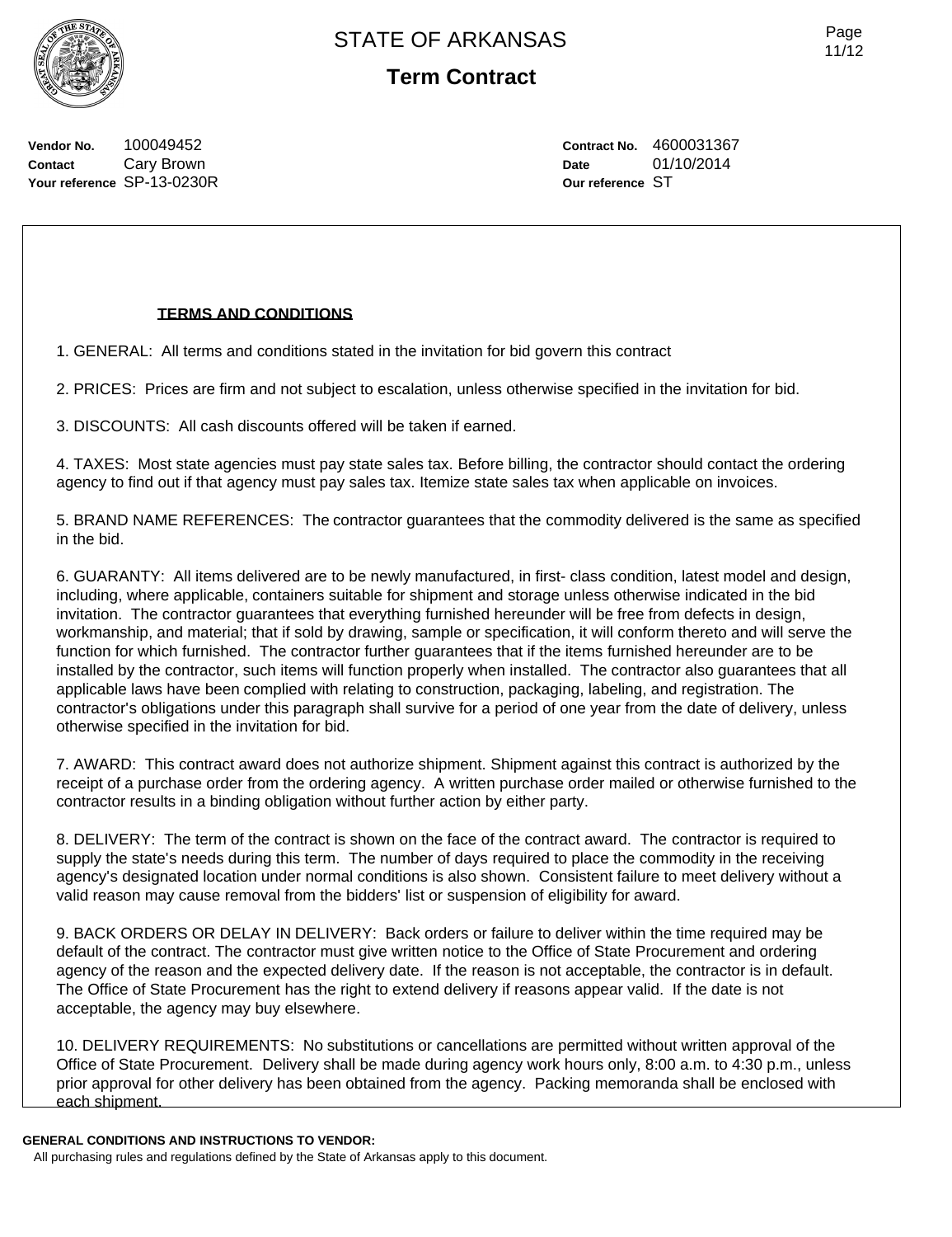# STATE OF ARKANSAS

## Term Contract

**Vendor No.** 100049452
**Contact** Cary Brown
**Your reference** SP-13-0230R

**Contract No.** 4600031367
**Date** 01/10/2014
**Our reference** ST

**TERMS AND CONDITIONS**

1. GENERAL: All terms and conditions stated in the invitation for bid govern this contract

2. PRICES: Prices are firm and not subject to escalation, unless otherwise specified in the invitation for bid.

3. DISCOUNTS: All cash discounts offered will be taken if earned.

4. TAXES: Most state agencies must pay state sales tax. Before billing, the contractor should contact the ordering agency to find out if that agency must pay sales tax. Itemize state sales tax when applicable on invoices.

5. BRAND NAME REFERENCES: The contractor guarantees that the commodity delivered is the same as specified in the bid.

6. GUARANTY: All items delivered are to be newly manufactured, in first- class condition, latest model and design, including, where applicable, containers suitable for shipment and storage unless otherwise indicated in the bid invitation. The contractor guarantees that everything furnished hereunder will be free from defects in design, workmanship, and material; that if sold by drawing, sample or specification, it will conform thereto and will serve the function for which furnished. The contractor further guarantees that if the items furnished hereunder are to be installed by the contractor, such items will function properly when installed. The contractor also guarantees that all applicable laws have been complied with relating to construction, packaging, labeling, and registration. The contractor's obligations under this paragraph shall survive for a period of one year from the date of delivery, unless otherwise specified in the invitation for bid.

7. AWARD: This contract award does not authorize shipment. Shipment against this contract is authorized by the receipt of a purchase order from the ordering agency. A written purchase order mailed or otherwise furnished to the contractor results in a binding obligation without further action by either party.

8. DELIVERY: The term of the contract is shown on the face of the contract award. The contractor is required to supply the state's needs during this term. The number of days required to place the commodity in the receiving agency's designated location under normal conditions is also shown. Consistent failure to meet delivery without a valid reason may cause removal from the bidders' list or suspension of eligibility for award.

9. BACK ORDERS OR DELAY IN DELIVERY: Back orders or failure to deliver within the time required may be default of the contract. The contractor must give written notice to the Office of State Procurement and ordering agency of the reason and the expected delivery date. If the reason is not acceptable, the contractor is in default. The Office of State Procurement has the right to extend delivery if reasons appear valid. If the date is not acceptable, the agency may buy elsewhere.

10. DELIVERY REQUIREMENTS: No substitutions or cancellations are permitted without written approval of the Office of State Procurement. Delivery shall be made during agency work hours only, 8:00 a.m. to 4:30 p.m., unless prior approval for other delivery has been obtained from the agency. Packing memoranda shall be enclosed with each shipment.

**GENERAL CONDITIONS AND INSTRUCTIONS TO VENDOR:**
All purchasing rules and regulations defined by the State of Arkansas apply to this document.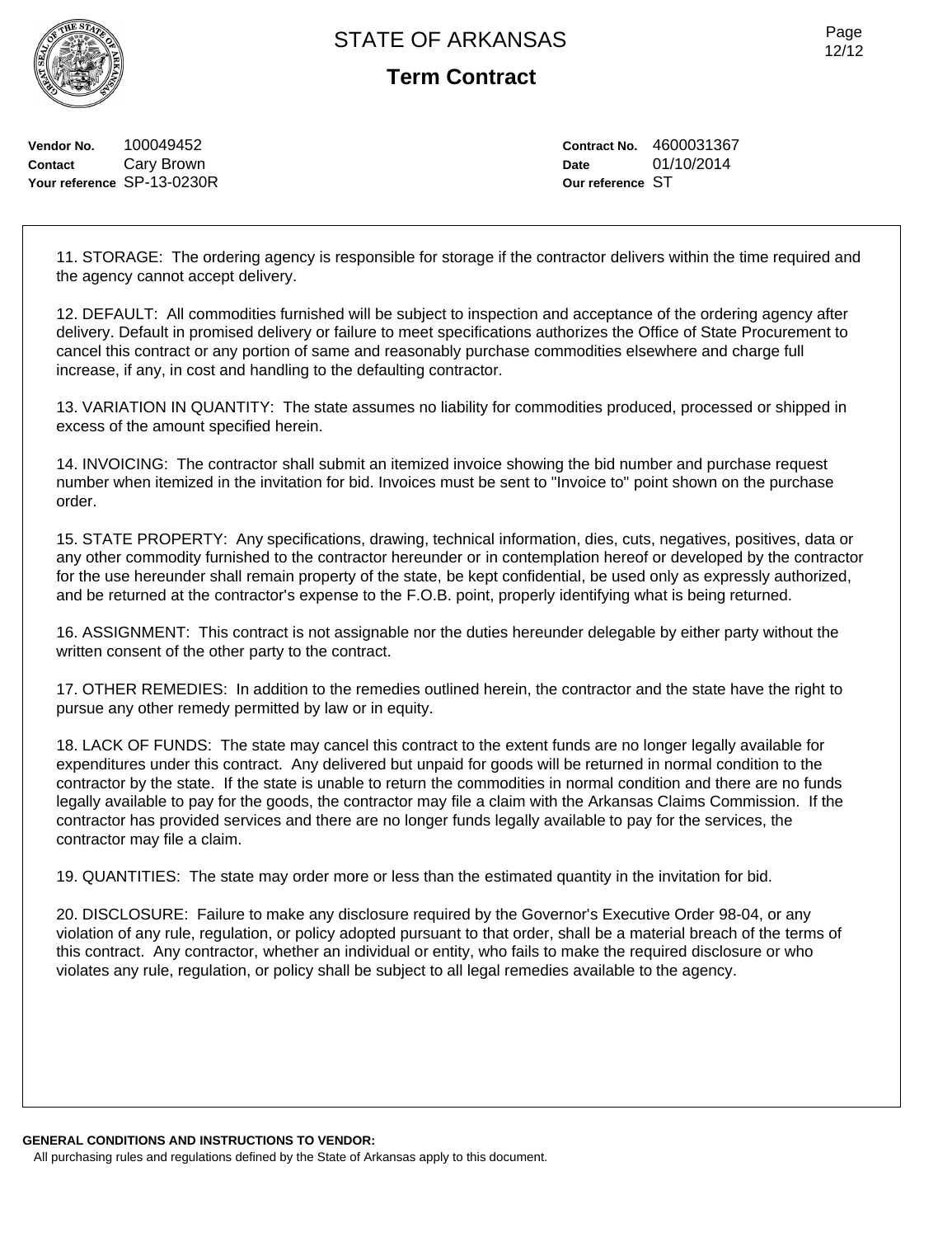# STATE OF ARKANSAS

## Term Contract

**Vendor No.** 100049452
**Contact** Cary Brown
**Your reference** SP-13-0230R

**Contract No.** 4600031367
**Date** 01/10/2014
**Our reference** ST

11. STORAGE: The ordering agency is responsible for storage if the contractor delivers within the time required and the agency cannot accept delivery.

12. DEFAULT: All commodities furnished will be subject to inspection and acceptance of the ordering agency after delivery. Default in promised delivery or failure to meet specifications authorizes the Office of State Procurement to cancel this contract or any portion of same and reasonably purchase commodities elsewhere and charge full increase, if any, in cost and handling to the defaulting contractor.

13. VARIATION IN QUANTITY: The state assumes no liability for commodities produced, processed or shipped in excess of the amount specified herein.

14. INVOICING: The contractor shall submit an itemized invoice showing the bid number and purchase request number when itemized in the invitation for bid. Invoices must be sent to "Invoice to" point shown on the purchase order.

15. STATE PROPERTY: Any specifications, drawing, technical information, dies, cuts, negatives, positives, data or any other commodity furnished to the contractor hereunder or in contemplation hereof or developed by the contractor for the use hereunder shall remain property of the state, be kept confidential, be used only as expressly authorized, and be returned at the contractor's expense to the F.O.B. point, properly identifying what is being returned.

16. ASSIGNMENT: This contract is not assignable nor the duties hereunder delegable by either party without the written consent of the other party to the contract.

17. OTHER REMEDIES: In addition to the remedies outlined herein, the contractor and the state have the right to pursue any other remedy permitted by law or in equity.

18. LACK OF FUNDS: The state may cancel this contract to the extent funds are no longer legally available for expenditures under this contract. Any delivered but unpaid for goods will be returned in normal condition to the contractor by the state. If the state is unable to return the commodities in normal condition and there are no funds legally available to pay for the goods, the contractor may file a claim with the Arkansas Claims Commission. If the contractor has provided services and there are no longer funds legally available to pay for the services, the contractor may file a claim.

19. QUANTITIES: The state may order more or less than the estimated quantity in the invitation for bid.

20. DISCLOSURE: Failure to make any disclosure required by the Governor's Executive Order 98-04, or any violation of any rule, regulation, or policy adopted pursuant to that order, shall be a material breach of the terms of this contract. Any contractor, whether an individual or entity, who fails to make the required disclosure or who violates any rule, regulation, or policy shall be subject to all legal remedies available to the agency.

**GENERAL CONDITIONS AND INSTRUCTIONS TO VENDOR:**
All purchasing rules and regulations defined by the State of Arkansas apply to this document.